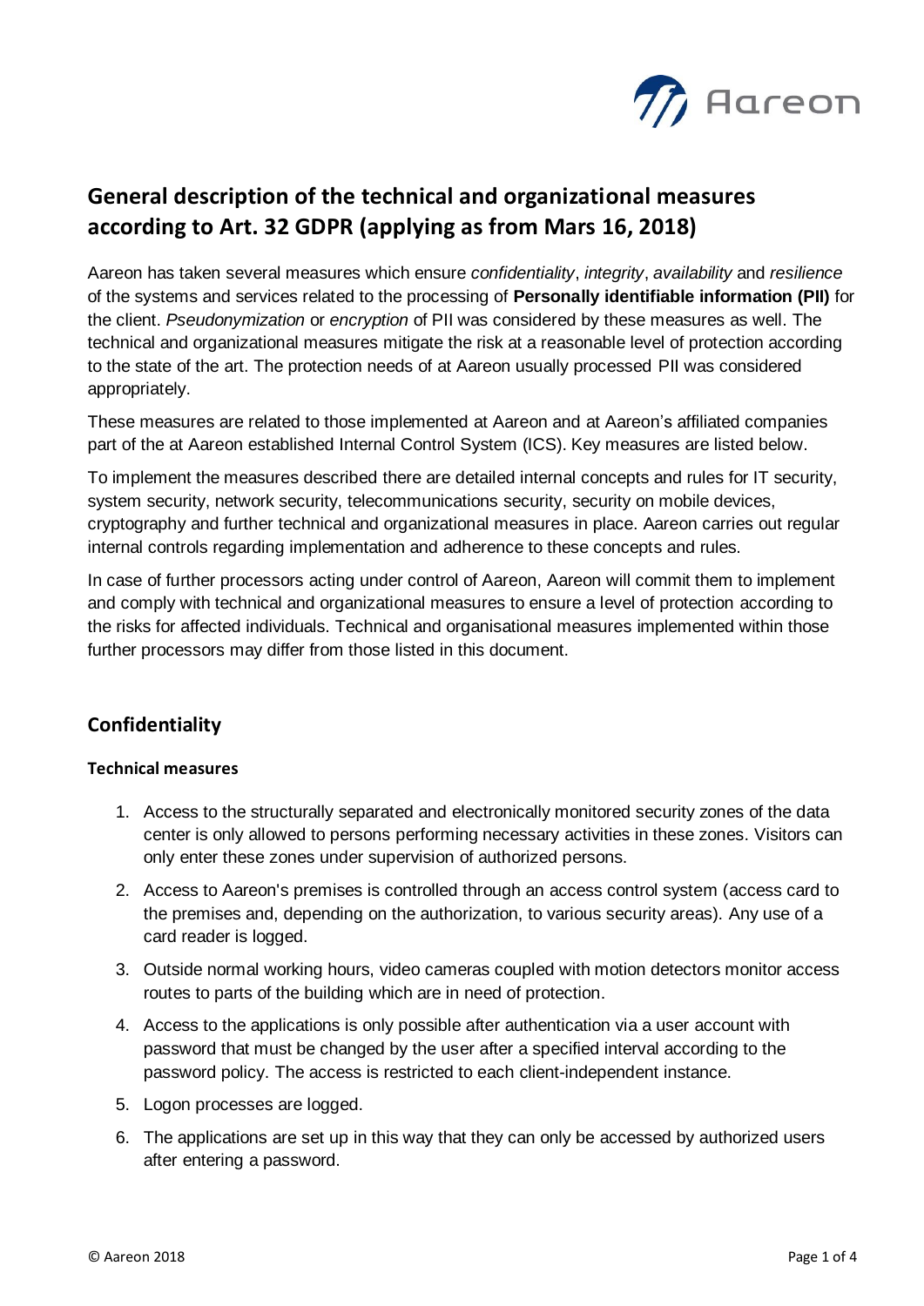# General description of the technical and organizational measures according to Art. 32 GDPR (applying as from Mars 16, 2018)

Aareon has taken several measures which ensure *confidentiality*, *integrity*, *availability* and *resilience* of the systems and services related to the processing of **Personally identifiable information (PII)** for the client. *Pseudonymization* or *encryption* of PII was considered by these measures as well. The technical and organizational measures mitigate the risk at a reasonable level of protection according to the state of the art. The protection needs of at Aareon usually processed PII was considered appropriately.

These measures are related to those implemented at Aareon and at Aareon's affiliated companies part of the at Aareon established Internal Control System (ICS). Key measures are listed below.

To implement the measures described there are detailed internal concepts and rules for IT security, system security, network security, telecommunications security, security on mobile devices, cryptography and further technical and organizational measures in place. Aareon carries out regular internal controls regarding implementation and adherence to these concepts and rules.

In case of further processors acting under control of Aareon, Aareon will commit them to implement and comply with technical and organizational measures to ensure a level of protection according to the risks for affected individuals. Technical and organisational measures implemented within those further processors may differ from those listed in this document.

## Confidentiality

### Technical measures

1. Access to the structurally separated and electronically monitored security zones of the data center is only allowed to persons performing necessary activities in these zones. Visitors can only enter these zones under supervision of authorized persons.
2. Access to Aareon's premises is controlled through an access control system (access card to the premises and, depending on the authorization, to various security areas). Any use of a card reader is logged.
3. Outside normal working hours, video cameras coupled with motion detectors monitor access routes to parts of the building which are in need of protection.
4. Access to the applications is only possible after authentication via a user account with password that must be changed by the user after a specified interval according to the password policy. The access is restricted to each client-independent instance.
5. Logon processes are logged.
6. The applications are set up in this way that they can only be accessed by authorized users after entering a password.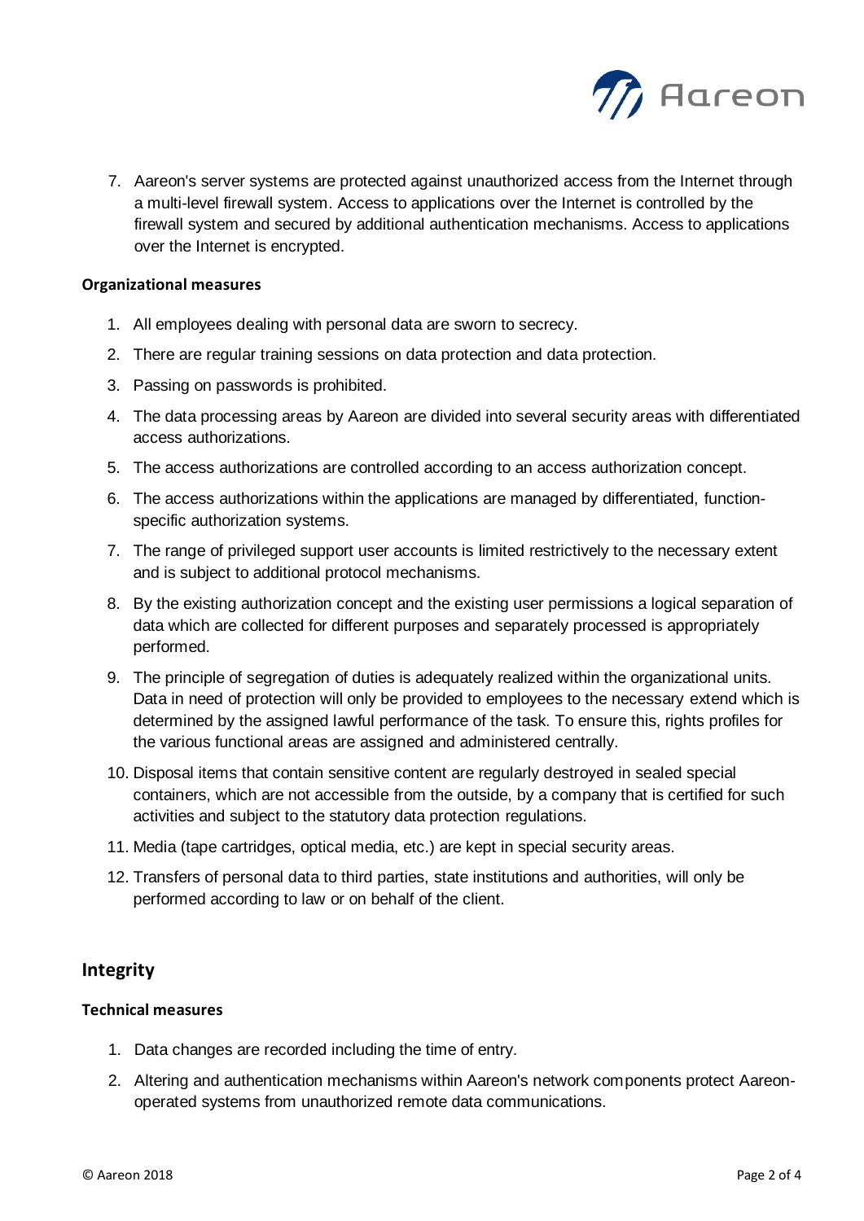7. Aareon's server systems are protected against unauthorized access from the Internet through a multi-level firewall system. Access to applications over the Internet is controlled by the firewall system and secured by additional authentication mechanisms. Access to applications over the Internet is encrypted.

#### Organizational measures

1. All employees dealing with personal data are sworn to secrecy.
2. There are regular training sessions on data protection and data protection.
3. Passing on passwords is prohibited.
4. The data processing areas by Aareon are divided into several security areas with differentiated access authorizations.
5. The access authorizations are controlled according to an access authorization concept.
6. The access authorizations within the applications are managed by differentiated, function-specific authorization systems.
7. The range of privileged support user accounts is limited restrictively to the necessary extent and is subject to additional protocol mechanisms.
8. By the existing authorization concept and the existing user permissions a logical separation of data which are collected for different purposes and separately processed is appropriately performed.
9. The principle of segregation of duties is adequately realized within the organizational units. Data in need of protection will only be provided to employees to the necessary extend which is determined by the assigned lawful performance of the task. To ensure this, rights profiles for the various functional areas are assigned and administered centrally.
10. Disposal items that contain sensitive content are regularly destroyed in sealed special containers, which are not accessible from the outside, by a company that is certified for such activities and subject to the statutory data protection regulations.
11. Media (tape cartridges, optical media, etc.) are kept in special security areas.
12. Transfers of personal data to third parties, state institutions and authorities, will only be performed according to law or on behalf of the client.

## Integrity

#### Technical measures

1. Data changes are recorded including the time of entry.
2. Altering and authentication mechanisms within Aareon's network components protect Aareon-operated systems from unauthorized remote data communications.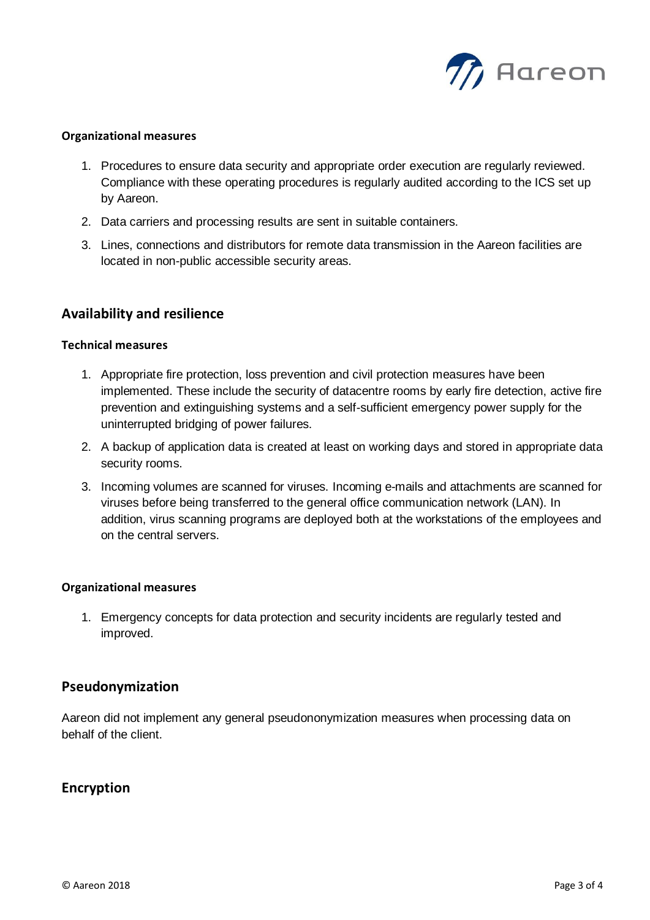#### Organizational measures

1. Procedures to ensure data security and appropriate order execution are regularly reviewed. Compliance with these operating procedures is regularly audited according to the ICS set up by Aareon.
2. Data carriers and processing results are sent in suitable containers.
3. Lines, connections and distributors for remote data transmission in the Aareon facilities are located in non-public accessible security areas.

### Availability and resilience

#### Technical measures

1. Appropriate fire protection, loss prevention and civil protection measures have been implemented. These include the security of datacentre rooms by early fire detection, active fire prevention and extinguishing systems and a self-sufficient emergency power supply for the uninterrupted bridging of power failures.
2. A backup of application data is created at least on working days and stored in appropriate data security rooms.
3. Incoming volumes are scanned for viruses. Incoming e-mails and attachments are scanned for viruses before being transferred to the general office communication network (LAN). In addition, virus scanning programs are deployed both at the workstations of the employees and on the central servers.

#### Organizational measures

1. Emergency concepts for data protection and security incidents are regularly tested and improved.

### Pseudonymization

Aareon did not implement any general pseudononymization measures when processing data on behalf of the client.

### Encryption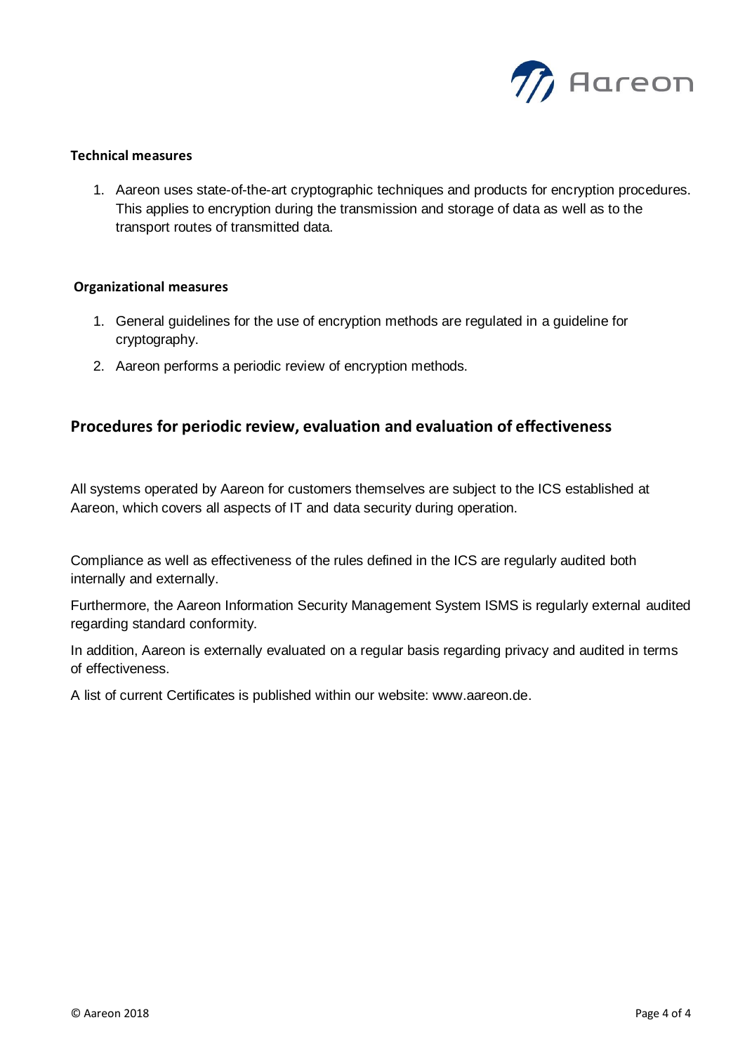**Technical measures**

1. Aareon uses state-of-the-art cryptographic techniques and products for encryption procedures. This applies to encryption during the transmission and storage of data as well as to the transport routes of transmitted data.

**Organizational measures**

1. General guidelines for the use of encryption methods are regulated in a guideline for cryptography.
2. Aareon performs a periodic review of encryption methods.

## Procedures for periodic review, evaluation and evaluation of effectiveness

All systems operated by Aareon for customers themselves are subject to the ICS established at Aareon, which covers all aspects of IT and data security during operation.

Compliance as well as effectiveness of the rules defined in the ICS are regularly audited both internally and externally.

Furthermore, the Aareon Information Security Management System ISMS is regularly external audited regarding standard conformity.

In addition, Aareon is externally evaluated on a regular basis regarding privacy and audited in terms of effectiveness.

A list of current Certificates is published within our website: www.aareon.de.